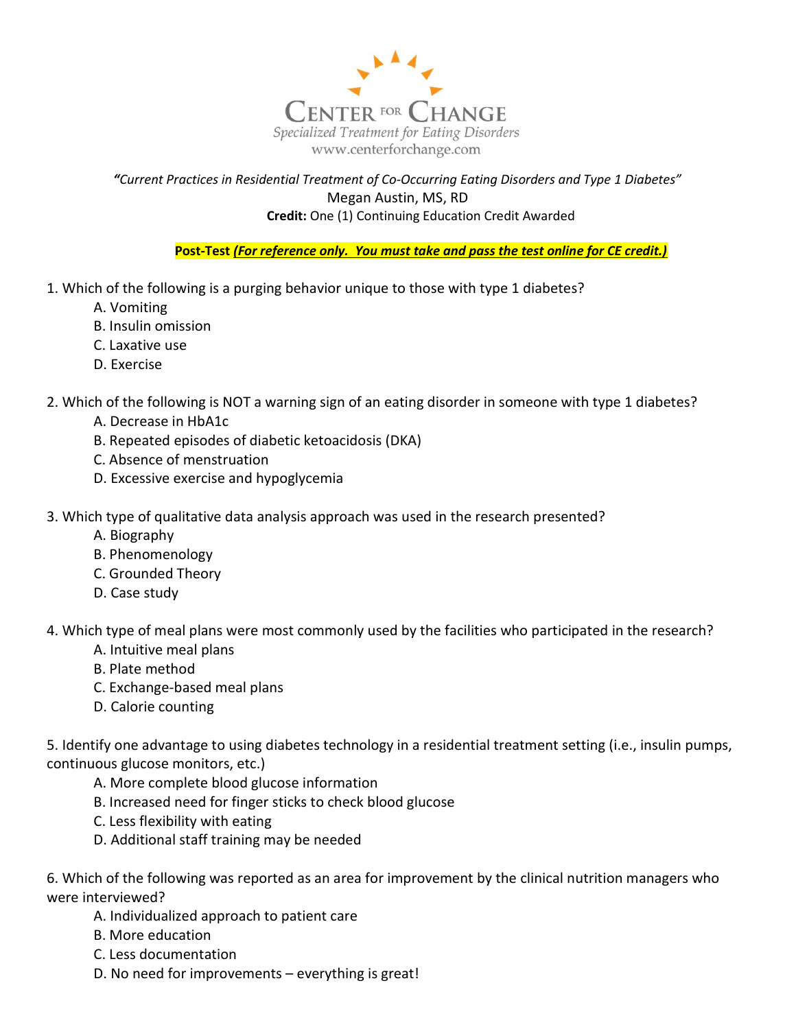# CENTER FOR CHANGE

*Specialized Treatment for Eating Disorders*

www.centerforchange.com

*"Current Practices in Residential Treatment of Co-Occurring Eating Disorders and Type 1 Diabetes"*

Megan Austin, MS, RD

**Credit:** One (1) Continuing Education Credit Awarded

**Post-Test** ***(For reference only. You must take and pass the test online for CE credit.)***

1. Which of the following is a purging behavior unique to those with type 1 diabetes?
   - A. Vomiting
   - B. Insulin omission
   - C. Laxative use
   - D. Exercise

2. Which of the following is NOT a warning sign of an eating disorder in someone with type 1 diabetes?
   - A. Decrease in HbA1c
   - B. Repeated episodes of diabetic ketoacidosis (DKA)
   - C. Absence of menstruation
   - D. Excessive exercise and hypoglycemia

3. Which type of qualitative data analysis approach was used in the research presented?
   - A. Biography
   - B. Phenomenology
   - C. Grounded Theory
   - D. Case study

4. Which type of meal plans were most commonly used by the facilities who participated in the research?
   - A. Intuitive meal plans
   - B. Plate method
   - C. Exchange-based meal plans
   - D. Calorie counting

5. Identify one advantage to using diabetes technology in a residential treatment setting (i.e., insulin pumps, continuous glucose monitors, etc.)
   - A. More complete blood glucose information
   - B. Increased need for finger sticks to check blood glucose
   - C. Less flexibility with eating
   - D. Additional staff training may be needed

6. Which of the following was reported as an area for improvement by the clinical nutrition managers who were interviewed?
   - A. Individualized approach to patient care
   - B. More education
   - C. Less documentation
   - D. No need for improvements – everything is great!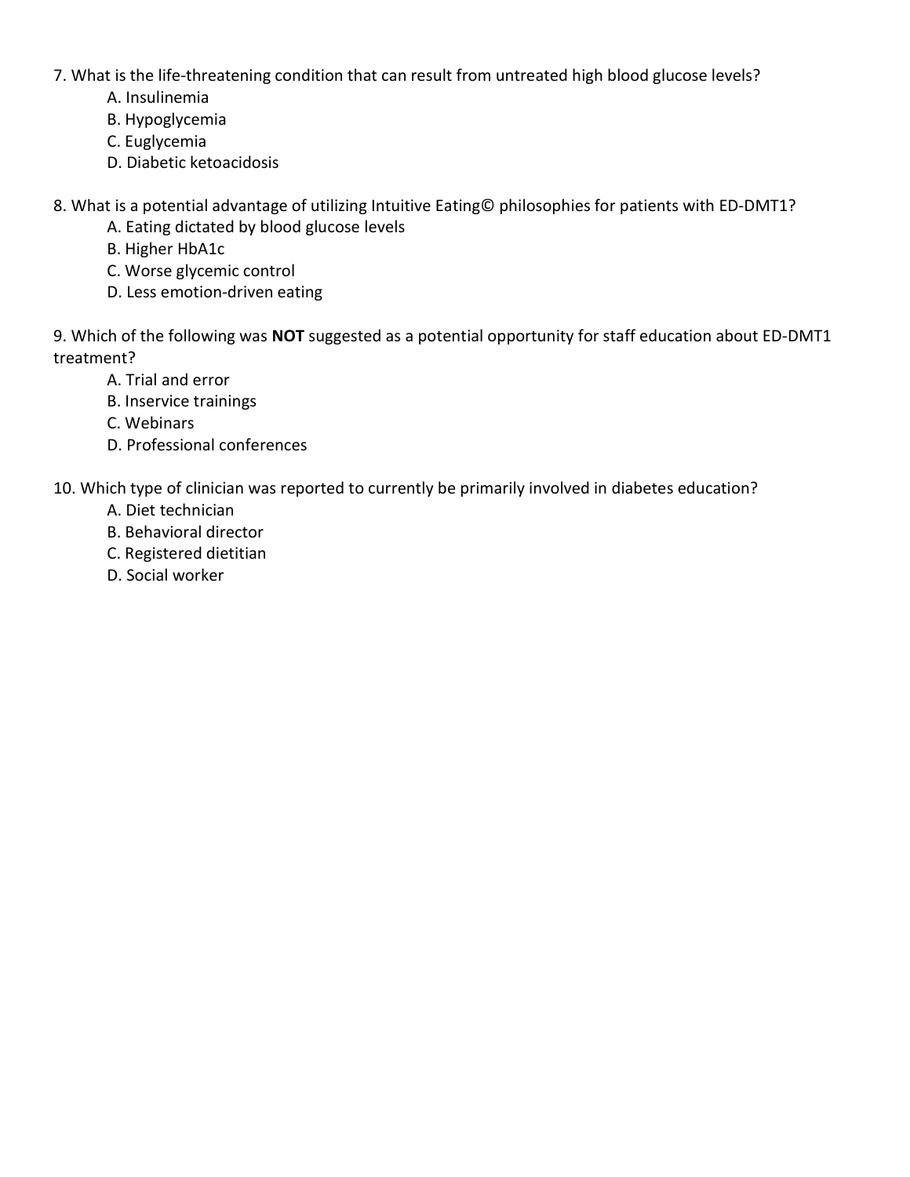7. What is the life-threatening condition that can result from untreated high blood glucose levels?
   - A. Insulinemia
   - B. Hypoglycemia
   - C. Euglycemia
   - D. Diabetic ketoacidosis

8. What is a potential advantage of utilizing Intuitive Eating© philosophies for patients with ED-DMT1?
   - A. Eating dictated by blood glucose levels
   - B. Higher HbA1c
   - C. Worse glycemic control
   - D. Less emotion-driven eating

9. Which of the following was **NOT** suggested as a potential opportunity for staff education about ED-DMT1 treatment?
   - A. Trial and error
   - B. Inservice trainings
   - C. Webinars
   - D. Professional conferences

10. Which type of clinician was reported to currently be primarily involved in diabetes education?
    - A. Diet technician
    - B. Behavioral director
    - C. Registered dietitian
    - D. Social worker